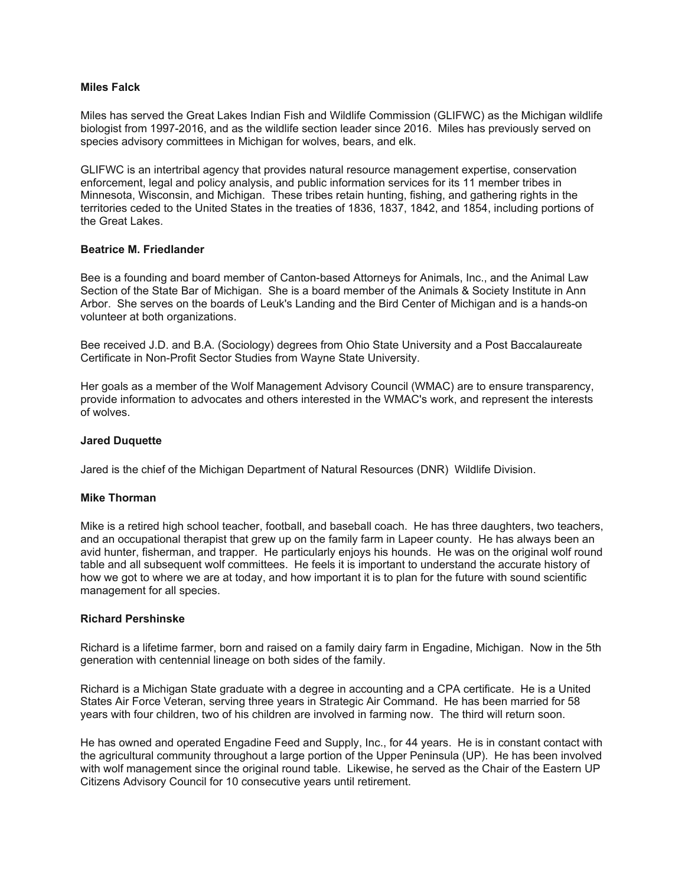**Miles Falck**

Miles has served the Great Lakes Indian Fish and Wildlife Commission (GLIFWC) as the Michigan wildlife biologist from 1997-2016, and as the wildlife section leader since 2016. Miles has previously served on species advisory committees in Michigan for wolves, bears, and elk.

GLIFWC is an intertribal agency that provides natural resource management expertise, conservation enforcement, legal and policy analysis, and public information services for its 11 member tribes in Minnesota, Wisconsin, and Michigan. These tribes retain hunting, fishing, and gathering rights in the territories ceded to the United States in the treaties of 1836, 1837, 1842, and 1854, including portions of the Great Lakes.

**Beatrice M. Friedlander**

Bee is a founding and board member of Canton-based Attorneys for Animals, Inc., and the Animal Law Section of the State Bar of Michigan. She is a board member of the Animals & Society Institute in Ann Arbor. She serves on the boards of Leuk's Landing and the Bird Center of Michigan and is a hands-on volunteer at both organizations.

Bee received J.D. and B.A. (Sociology) degrees from Ohio State University and a Post Baccalaureate Certificate in Non-Profit Sector Studies from Wayne State University.

Her goals as a member of the Wolf Management Advisory Council (WMAC) are to ensure transparency, provide information to advocates and others interested in the WMAC's work, and represent the interests of wolves.

**Jared Duquette**

Jared is the chief of the Michigan Department of Natural Resources (DNR) Wildlife Division.

**Mike Thorman**

Mike is a retired high school teacher, football, and baseball coach. He has three daughters, two teachers, and an occupational therapist that grew up on the family farm in Lapeer county. He has always been an avid hunter, fisherman, and trapper. He particularly enjoys his hounds. He was on the original wolf round table and all subsequent wolf committees. He feels it is important to understand the accurate history of how we got to where we are at today, and how important it is to plan for the future with sound scientific management for all species.

**Richard Pershinske**

Richard is a lifetime farmer, born and raised on a family dairy farm in Engadine, Michigan. Now in the 5th generation with centennial lineage on both sides of the family.

Richard is a Michigan State graduate with a degree in accounting and a CPA certificate. He is a United States Air Force Veteran, serving three years in Strategic Air Command. He has been married for 58 years with four children, two of his children are involved in farming now. The third will return soon.

He has owned and operated Engadine Feed and Supply, Inc., for 44 years. He is in constant contact with the agricultural community throughout a large portion of the Upper Peninsula (UP). He has been involved with wolf management since the original round table. Likewise, he served as the Chair of the Eastern UP Citizens Advisory Council for 10 consecutive years until retirement.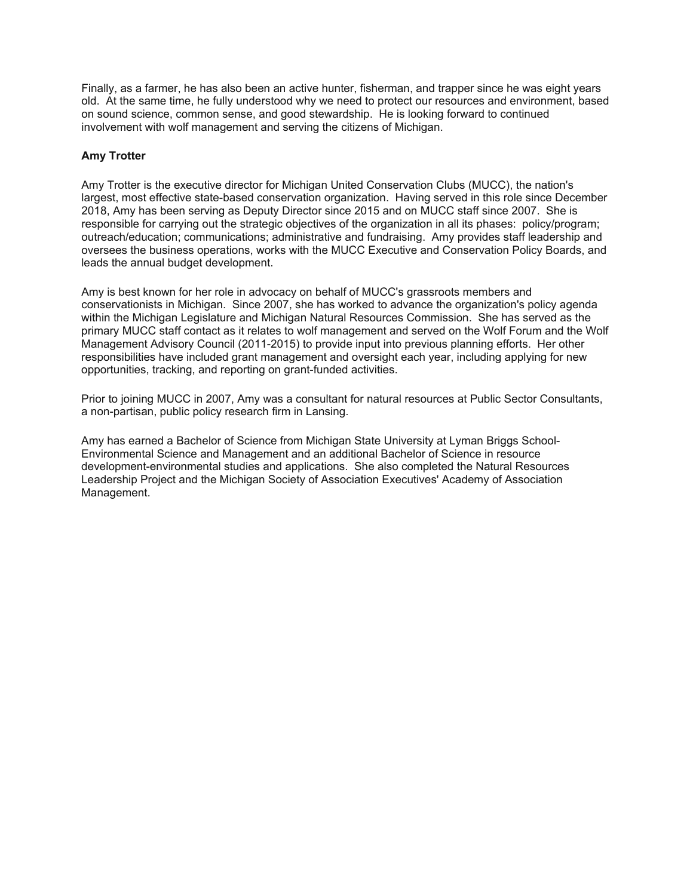Finally, as a farmer, he has also been an active hunter, fisherman, and trapper since he was eight years old. At the same time, he fully understood why we need to protect our resources and environment, based on sound science, common sense, and good stewardship. He is looking forward to continued involvement with wolf management and serving the citizens of Michigan.

**Amy Trotter**

Amy Trotter is the executive director for Michigan United Conservation Clubs (MUCC), the nation's largest, most effective state-based conservation organization. Having served in this role since December 2018, Amy has been serving as Deputy Director since 2015 and on MUCC staff since 2007. She is responsible for carrying out the strategic objectives of the organization in all its phases: policy/program; outreach/education; communications; administrative and fundraising. Amy provides staff leadership and oversees the business operations, works with the MUCC Executive and Conservation Policy Boards, and leads the annual budget development.

Amy is best known for her role in advocacy on behalf of MUCC's grassroots members and conservationists in Michigan. Since 2007, she has worked to advance the organization's policy agenda within the Michigan Legislature and Michigan Natural Resources Commission. She has served as the primary MUCC staff contact as it relates to wolf management and served on the Wolf Forum and the Wolf Management Advisory Council (2011-2015) to provide input into previous planning efforts. Her other responsibilities have included grant management and oversight each year, including applying for new opportunities, tracking, and reporting on grant-funded activities.

Prior to joining MUCC in 2007, Amy was a consultant for natural resources at Public Sector Consultants, a non-partisan, public policy research firm in Lansing.

Amy has earned a Bachelor of Science from Michigan State University at Lyman Briggs School-Environmental Science and Management and an additional Bachelor of Science in resource development-environmental studies and applications. She also completed the Natural Resources Leadership Project and the Michigan Society of Association Executives' Academy of Association Management.